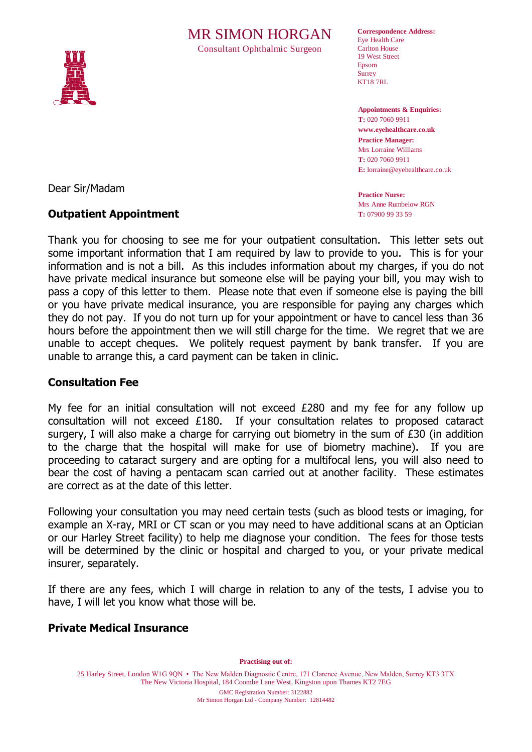# MR SIMON HORGAN

Consultant Ophthalmic Surgeon

**Correspondence Address:**
Eye Health Care
Carlton House
19 West Street
Epsom
Surrey
KT18 7RL

**Appointments & Enquiries:**
**T:** 020 7060 9911
**www.eyehealthcare.co.uk**
**Practice Manager:**
Mrs Lorraine Williams
**T:** 020 7060 9911
**E:** lorraine@eyehealthcare.co.uk

**Practice Nurse:**
Mrs Anne Rumbelow RGN
**T:** 07900 99 33 59

Dear Sir/Madam

**Outpatient Appointment**

Thank you for choosing to see me for your outpatient consultation. This letter sets out some important information that I am required by law to provide to you. This is for your information and is not a bill. As this includes information about my charges, if you do not have private medical insurance but someone else will be paying your bill, you may wish to pass a copy of this letter to them. Please note that even if someone else is paying the bill or you have private medical insurance, you are responsible for paying any charges which they do not pay. If you do not turn up for your appointment or have to cancel less than 36 hours before the appointment then we will still charge for the time. We regret that we are unable to accept cheques. We politely request payment by bank transfer. If you are unable to arrange this, a card payment can be taken in clinic.

**Consultation Fee**

My fee for an initial consultation will not exceed £280 and my fee for any follow up consultation will not exceed £180. If your consultation relates to proposed cataract surgery, I will also make a charge for carrying out biometry in the sum of £30 (in addition to the charge that the hospital will make for use of biometry machine). If you are proceeding to cataract surgery and are opting for a multifocal lens, you will also need to bear the cost of having a pentacam scan carried out at another facility. These estimates are correct as at the date of this letter.

Following your consultation you may need certain tests (such as blood tests or imaging, for example an X-ray, MRI or CT scan or you may need to have additional scans at an Optician or our Harley Street facility) to help me diagnose your condition. The fees for those tests will be determined by the clinic or hospital and charged to you, or your private medical insurer, separately.

If there are any fees, which I will charge in relation to any of the tests, I advise you to have, I will let you know what those will be.

**Private Medical Insurance**

**Practising out of:**

25 Harley Street, London W1G 9QN • The New Malden Diagnostic Centre, 171 Clarence Avenue, New Malden, Surrey KT3 3TX
The New Victoria Hospital, 184 Coombe Lane West, Kingston upon Thames KT2 7EG

GMC Registration Number: 3122882
Mr Simon Horgan Ltd - Company Number: 12814482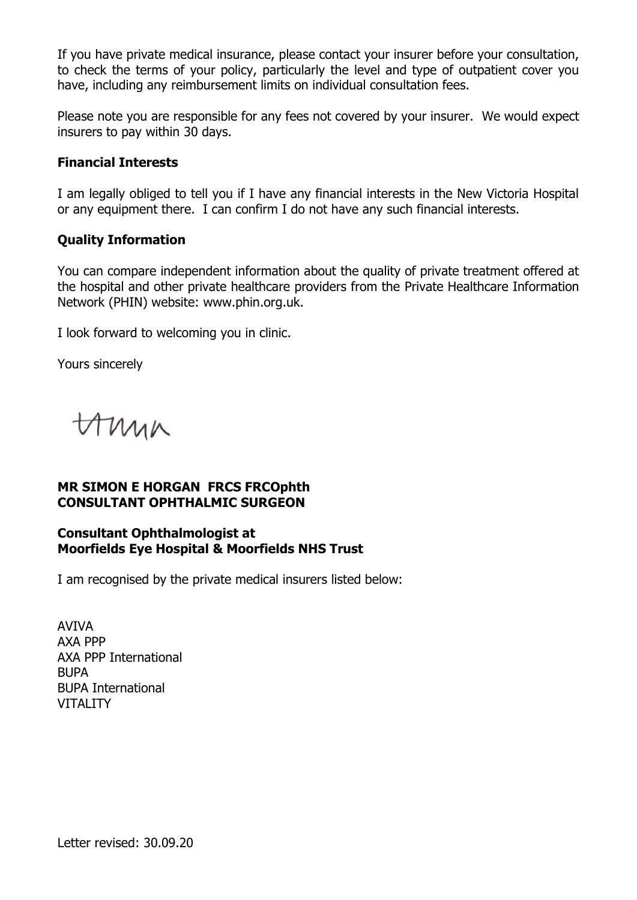If you have private medical insurance, please contact your insurer before your consultation, to check the terms of your policy, particularly the level and type of outpatient cover you have, including any reimbursement limits on individual consultation fees.

Please note you are responsible for any fees not covered by your insurer. We would expect insurers to pay within 30 days.

**Financial Interests**

I am legally obliged to tell you if I have any financial interests in the New Victoria Hospital or any equipment there. I can confirm I do not have any such financial interests.

**Quality Information**

You can compare independent information about the quality of private treatment offered at the hospital and other private healthcare providers from the Private Healthcare Information Network (PHIN) website: www.phin.org.uk.

I look forward to welcoming you in clinic.

Yours sincerely

**MR SIMON E HORGAN FRCS FRCOphth**
**CONSULTANT OPHTHALMIC SURGEON**

**Consultant Ophthalmologist at**
**Moorfields Eye Hospital & Moorfields NHS Trust**

I am recognised by the private medical insurers listed below:

AVIVA
AXA PPP
AXA PPP International
BUPA
BUPA International
VITALITY

Letter revised: 30.09.20